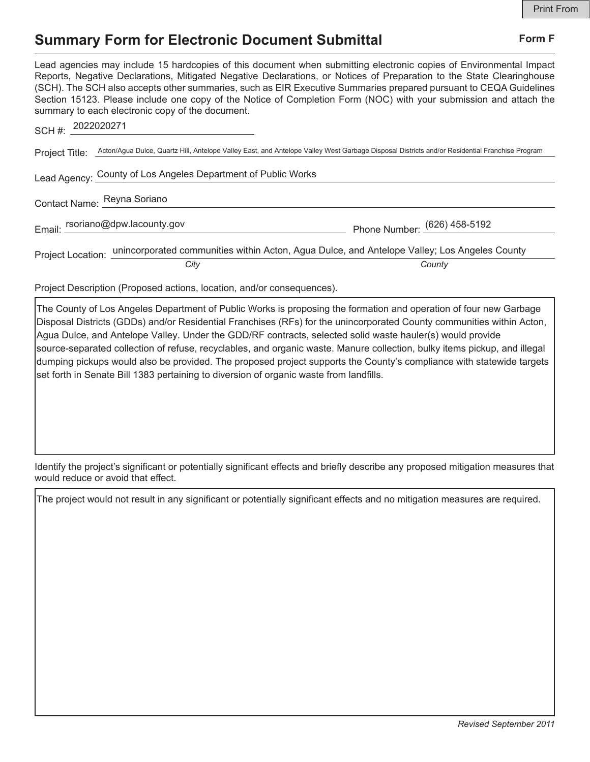Print From

# Summary Form for Electronic Document Submittal

**Form F**

Lead agencies may include 15 hardcopies of this document when submitting electronic copies of Environmental Impact Reports, Negative Declarations, Mitigated Negative Declarations, or Notices of Preparation to the State Clearinghouse (SCH). The SCH also accepts other summaries, such as EIR Executive Summaries prepared pursuant to CEQA Guidelines Section 15123. Please include one copy of the Notice of Completion Form (NOC) with your submission and attach the summary to each electronic copy of the document.

SCH #: 2022020271

Project Title: Acton/Agua Dulce, Quartz Hill, Antelope Valley East, and Antelope Valley West Garbage Disposal Districts and/or Residential Franchise Program

Lead Agency: County of Los Angeles Department of Public Works

Contact Name: Reyna Soriano

Email: rsoriano@dpw.lacounty.gov     Phone Number: (626) 458-5192

Project Location: unincorporated communities within Acton, Agua Dulce, and Antelope Valley; Los Angeles County

*City*     *County*

Project Description (Proposed actions, location, and/or consequences).

The County of Los Angeles Department of Public Works is proposing the formation and operation of four new Garbage Disposal Districts (GDDs) and/or Residential Franchises (RFs) for the unincorporated County communities within Acton, Agua Dulce, and Antelope Valley. Under the GDD/RF contracts, selected solid waste hauler(s) would provide source-separated collection of refuse, recyclables, and organic waste. Manure collection, bulky items pickup, and illegal dumping pickups would also be provided. The proposed project supports the County's compliance with statewide targets set forth in Senate Bill 1383 pertaining to diversion of organic waste from landfills.

Identify the project's significant or potentially significant effects and briefly describe any proposed mitigation measures that would reduce or avoid that effect.

The project would not result in any significant or potentially significant effects and no mitigation measures are required.

*Revised September 2011*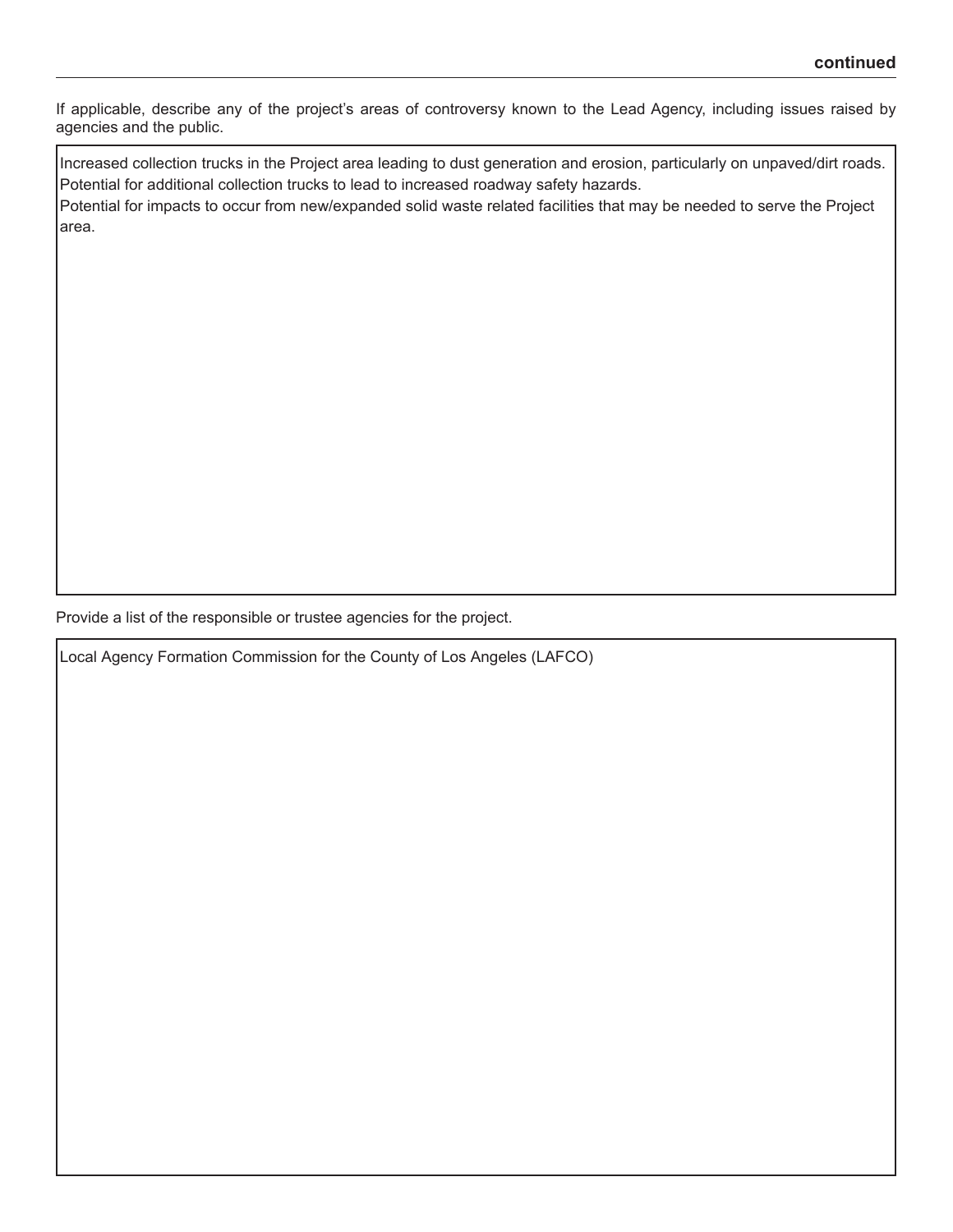If applicable, describe any of the project's areas of controversy known to the Lead Agency, including issues raised by agencies and the public.

Increased collection trucks in the Project area leading to dust generation and erosion, particularly on unpaved/dirt roads.
Potential for additional collection trucks to lead to increased roadway safety hazards.
Potential for impacts to occur from new/expanded solid waste related facilities that may be needed to serve the Project area.

Provide a list of the responsible or trustee agencies for the project.

Local Agency Formation Commission for the County of Los Angeles (LAFCO)